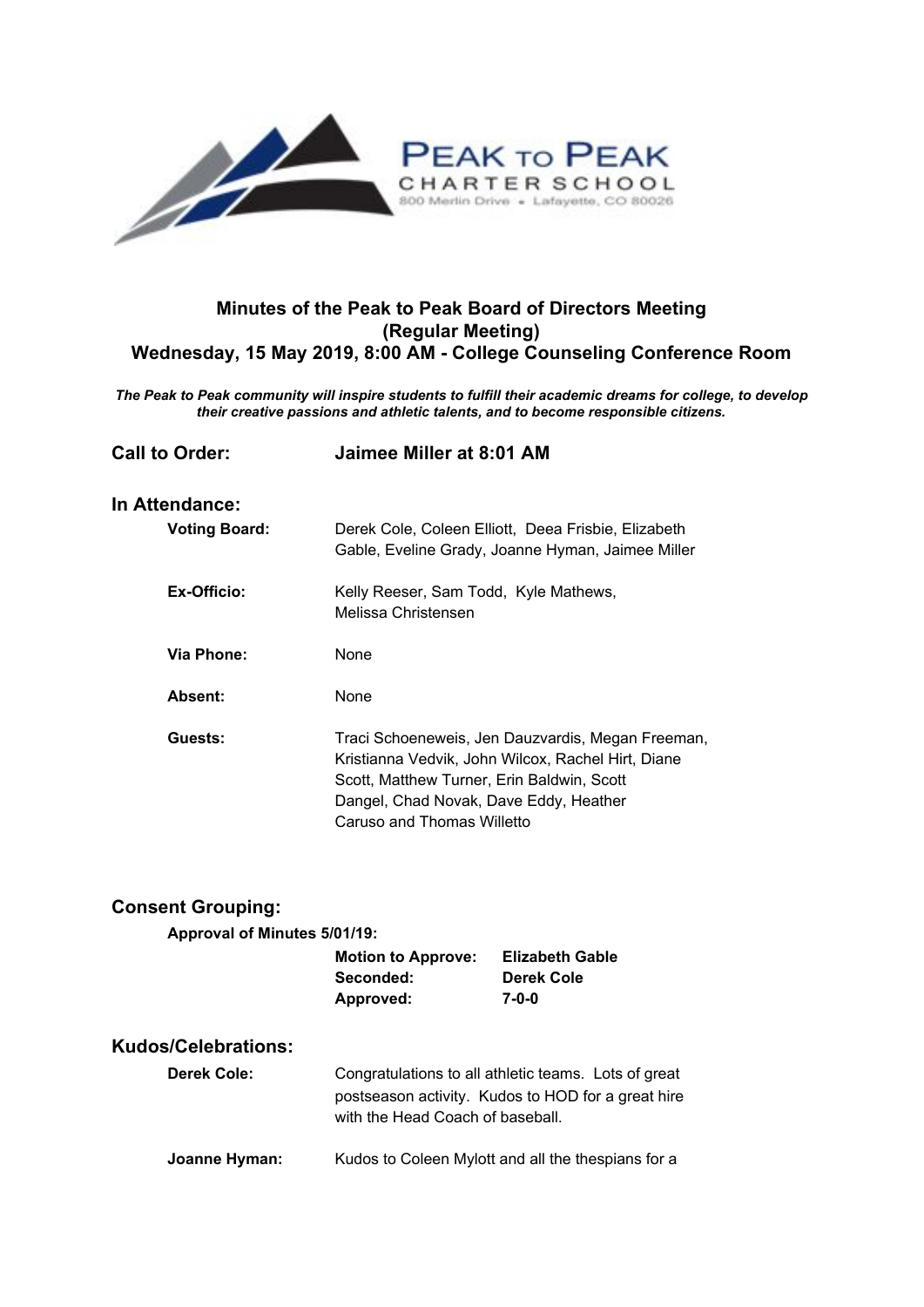PEAK TO PEAK
CHARTER SCHOOL
800 Merlin Drive • Lafayette, CO 80026

## Minutes of the Peak to Peak Board of Directors Meeting
## (Regular Meeting)
## Wednesday, 15 May 2019, 8:00 AM - College Counseling Conference Room

***The Peak to Peak community will inspire students to fulfill their academic dreams for college, to develop their creative passions and athletic talents, and to become responsible citizens.***

### Call to Order: Jaimee Miller at 8:01 AM

### In Attendance:

**Voting Board:** Derek Cole, Coleen Elliott, Deea Frisbie, Elizabeth Gable, Eveline Grady, Joanne Hyman, Jaimee Miller

**Ex-Officio:** Kelly Reeser, Sam Todd, Kyle Mathews, Melissa Christensen

**Via Phone:** None

**Absent:** None

**Guests:** Traci Schoeneweis, Jen Dauzvardis, Megan Freeman, Kristianna Vedvik, John Wilcox, Rachel Hirt, Diane Scott, Matthew Turner, Erin Baldwin, Scott Dangel, Chad Novak, Dave Eddy, Heather Caruso and Thomas Willetto

### Consent Grouping:

**Approval of Minutes 5/01/19:**

| | |
|---|---|
| **Motion to Approve:** | **Elizabeth Gable** |
| **Seconded:** | **Derek Cole** |
| **Approved:** | **7-0-0** |

### Kudos/Celebrations:

**Derek Cole:** Congratulations to all athletic teams. Lots of great postseason activity. Kudos to HOD for a great hire with the Head Coach of baseball.

**Joanne Hyman:** Kudos to Coleen Mylott and all the thespians for a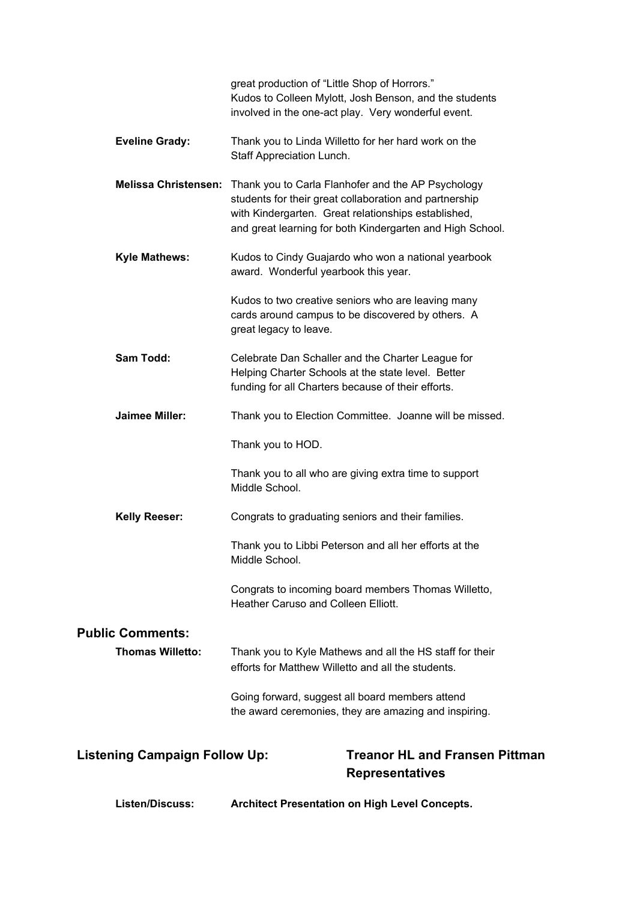great production of "Little Shop of Horrors."
Kudos to Colleen Mylott, Josh Benson, and the students involved in the one-act play. Very wonderful event.

**Eveline Grady:** Thank you to Linda Willetto for her hard work on the Staff Appreciation Lunch.

**Melissa Christensen:** Thank you to Carla Flanhofer and the AP Psychology students for their great collaboration and partnership with Kindergarten. Great relationships established, and great learning for both Kindergarten and High School.

**Kyle Mathews:** Kudos to Cindy Guajardo who won a national yearbook award. Wonderful yearbook this year.

Kudos to two creative seniors who are leaving many cards around campus to be discovered by others. A great legacy to leave.

**Sam Todd:** Celebrate Dan Schaller and the Charter League for Helping Charter Schools at the state level. Better funding for all Charters because of their efforts.

**Jaimee Miller:** Thank you to Election Committee. Joanne will be missed.

Thank you to HOD.

Thank you to all who are giving extra time to support Middle School.

**Kelly Reeser:** Congrats to graduating seniors and their families.

Thank you to Libbi Peterson and all her efforts at the Middle School.

Congrats to incoming board members Thomas Willetto, Heather Caruso and Colleen Elliott.

## Public Comments:

**Thomas Willetto:** Thank you to Kyle Mathews and all the HS staff for their efforts for Matthew Willetto and all the students.

Going forward, suggest all board members attend the award ceremonies, they are amazing and inspiring.

## Listening Campaign Follow Up: Treanor HL and Fransen Pittman Representatives

**Listen/Discuss:** **Architect Presentation on High Level Concepts.**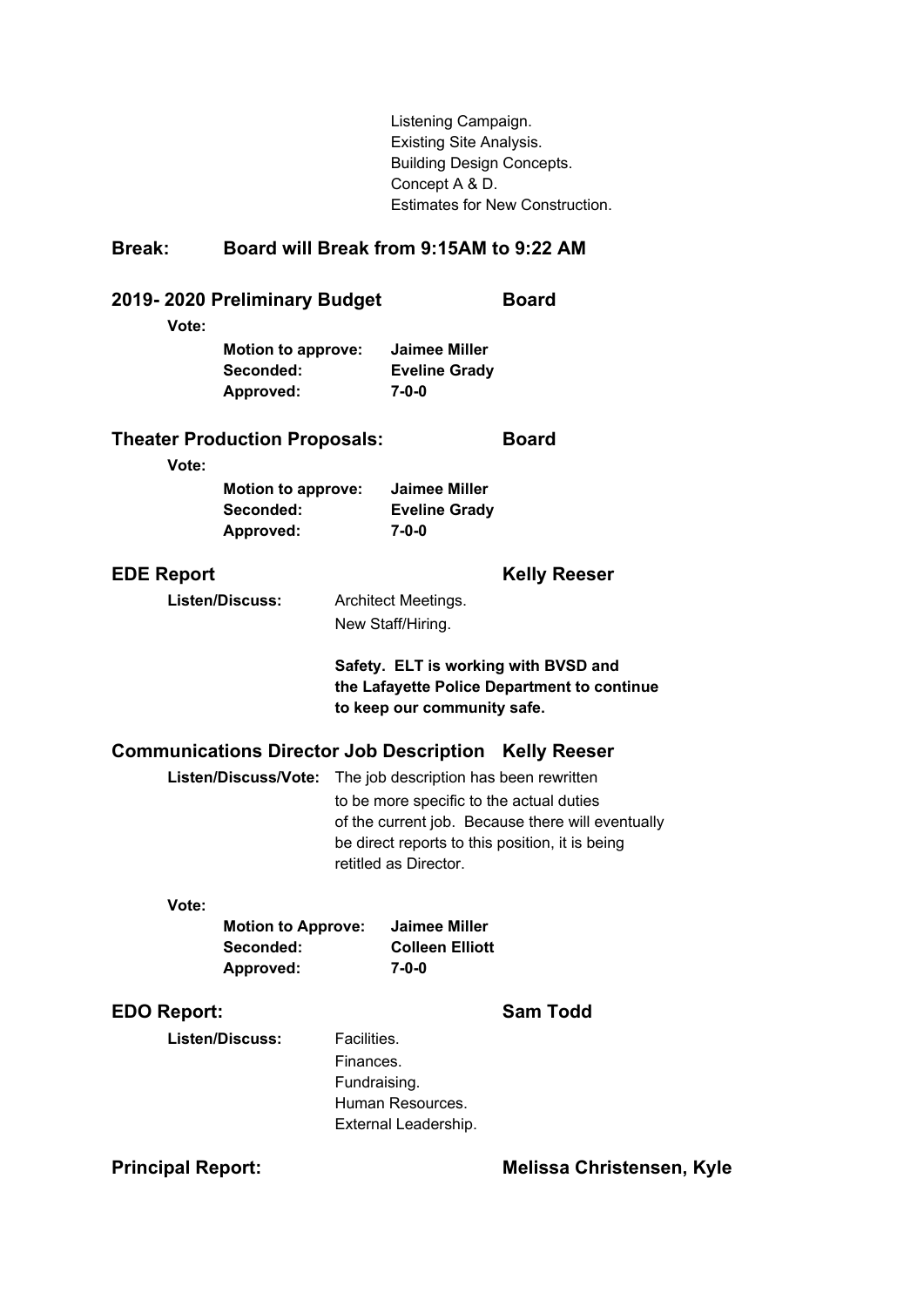Listening Campaign.
Existing Site Analysis.
Building Design Concepts.
Concept A & D.
Estimates for New Construction.

**Break: Board will Break from 9:15AM to 9:22 AM**

**2019- 2020 Preliminary Budget — Board**

**Vote:**

| | |
|---|---|
| **Motion to approve:** | **Jaimee Miller** |
| **Seconded:** | **Eveline Grady** |
| **Approved:** | **7-0-0** |

**Theater Production Proposals: — Board**

**Vote:**

| | |
|---|---|
| **Motion to approve:** | **Jaimee Miller** |
| **Seconded:** | **Eveline Grady** |
| **Approved:** | **7-0-0** |

**EDE Report — Kelly Reeser**

**Listen/Discuss:** Architect Meetings.
New Staff/Hiring.

**Safety. ELT is working with BVSD and the Lafayette Police Department to continue to keep our community safe.**

**Communications Director Job Description — Kelly Reeser**

**Listen/Discuss/Vote:** The job description has been rewritten to be more specific to the actual duties of the current job. Because there will eventually be direct reports to this position, it is being retitled as Director.

**Vote:**

| | |
|---|---|
| **Motion to Approve:** | **Jaimee Miller** |
| **Seconded:** | **Colleen Elliott** |
| **Approved:** | **7-0-0** |

**EDO Report: — Sam Todd**

**Listen/Discuss:** Facilities.
Finances.
Fundraising.
Human Resources.
External Leadership.

**Principal Report: — Melissa Christensen, Kyle**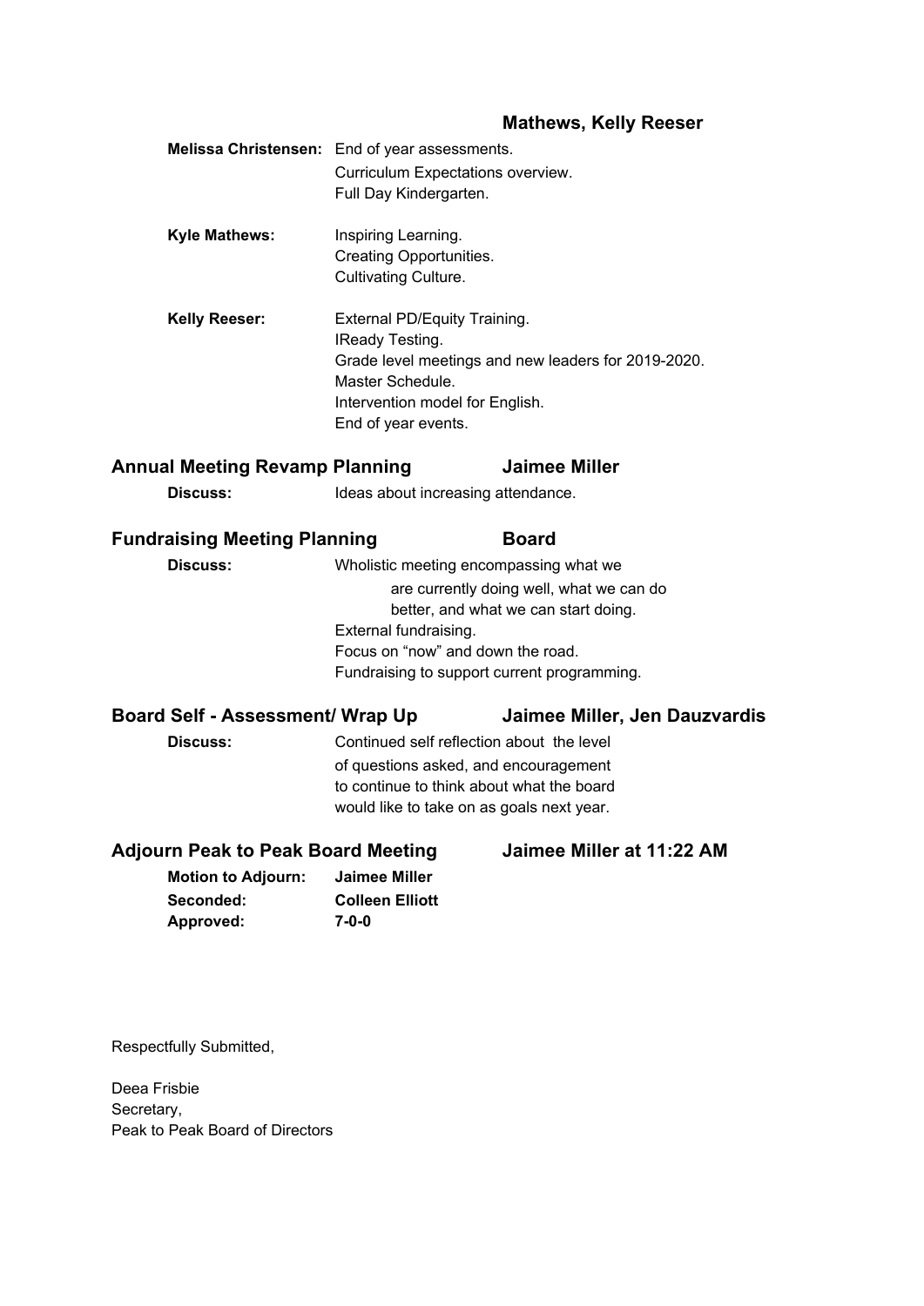**Mathews, Kelly Reeser**

**Melissa Christensen:** End of year assessments.
Curriculum Expectations overview.
Full Day Kindergarten.

**Kyle Mathews:** Inspiring Learning.
Creating Opportunities.
Cultivating Culture.

**Kelly Reeser:** External PD/Equity Training.
IReady Testing.
Grade level meetings and new leaders for 2019-2020.
Master Schedule.
Intervention model for English.
End of year events.

## Annual Meeting Revamp Planning — Jaimee Miller

**Discuss:** Ideas about increasing attendance.

## Fundraising Meeting Planning — Board

**Discuss:** Wholistic meeting encompassing what we are currently doing well, what we can do better, and what we can start doing.
External fundraising.
Focus on "now" and down the road.
Fundraising to support current programming.

## Board Self - Assessment/ Wrap Up — Jaimee Miller, Jen Dauzvardis

**Discuss:** Continued self reflection about the level of questions asked, and encouragement to continue to think about what the board would like to take on as goals next year.

## Adjourn Peak to Peak Board Meeting — Jaimee Miller at 11:22 AM

**Motion to Adjourn:** **Jaimee Miller**
**Seconded:** **Colleen Elliott**
**Approved:** **7-0-0**

Respectfully Submitted,

Deea Frisbie
Secretary,
Peak to Peak Board of Directors